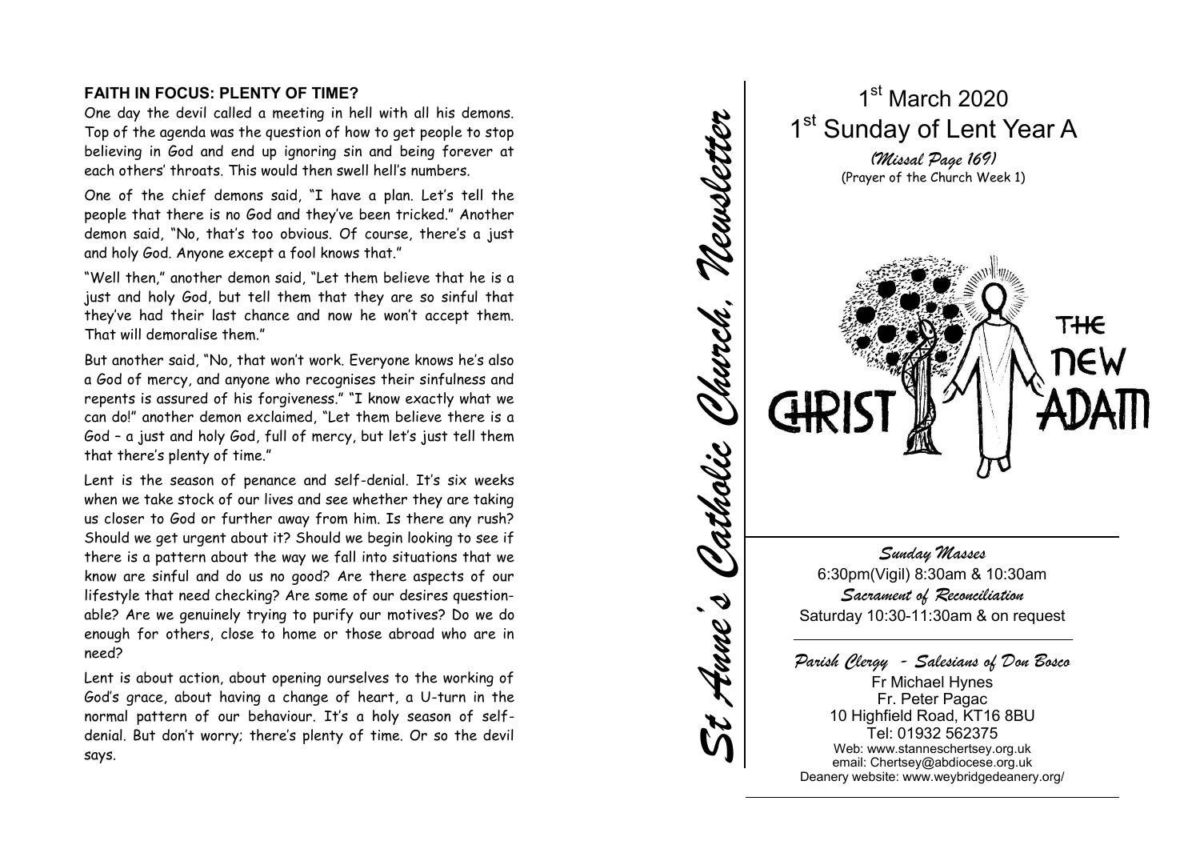## FAITH IN FOCUS: PLENTY OF TIME?

One day the devil called a meeting in hell with all his demons. Top of the agenda was the question of how to get people to stop believing in God and end up ignoring sin and being forever at each others' throats. This would then swell hell's numbers.

One of the chief demons said, "I have a plan. Let's tell the people that there is no God and they've been tricked." Another demon said, "No, that's too obvious. Of course, there's a just and holy God. Anyone except a fool knows that."

"Well then," another demon said, "Let them believe that he is a just and holy God, but tell them that they are so sinful that they've had their last chance and now he won't accept them. That will demoralise them."

But another said, "No, that won't work. Everyone knows he's also a God of mercy, and anyone who recognises their sinfulness and repents is assured of his forgiveness." "I know exactly what we can do!" another demon exclaimed, "Let them believe there is a God – a just and holy God, full of mercy, but let's just tell them that there's plenty of time."

Lent is the season of penance and self-denial. It's six weeks when we take stock of our lives and see whether they are taking us closer to God or further away from him. Is there any rush? Should we get urgent about it? Should we begin looking to see if there is a pattern about the way we fall into situations that we know are sinful and do us no good? Are there aspects of our lifestyle that need checking? Are some of our desires questionable? Are we genuinely trying to purify our motives? Do we do enough for others, close to home or those abroad who are in need?

Lent is about action, about opening ourselves to the working of God's grace, about having a change of heart, a U-turn in the normal pattern of our behaviour. It's a holy season of self-denial. But don't worry; there's plenty of time. Or so the devil says.

*St Anne's Catholic Church, Newsletter*

# 1st March 2020
# 1st Sunday of Lent Year A

*(Missal Page 169)*
(Prayer of the Church Week 1)

CHRIST THE NEW ADAM

*Sunday Masses*
6:30pm(Vigil) 8:30am & 10:30am

*Sacrament of Reconciliation*
Saturday 10:30-11:30am & on request

*Parish Clergy - Salesians of Don Bosco*
Fr Michael Hynes
Fr. Peter Pagac
10 Highfield Road, KT16 8BU
Tel: 01932 562375
Web: www.stanneschertsey.org.uk
email: Chertsey@abdiocese.org.uk
Deanery website: www.weybridgedeanery.org/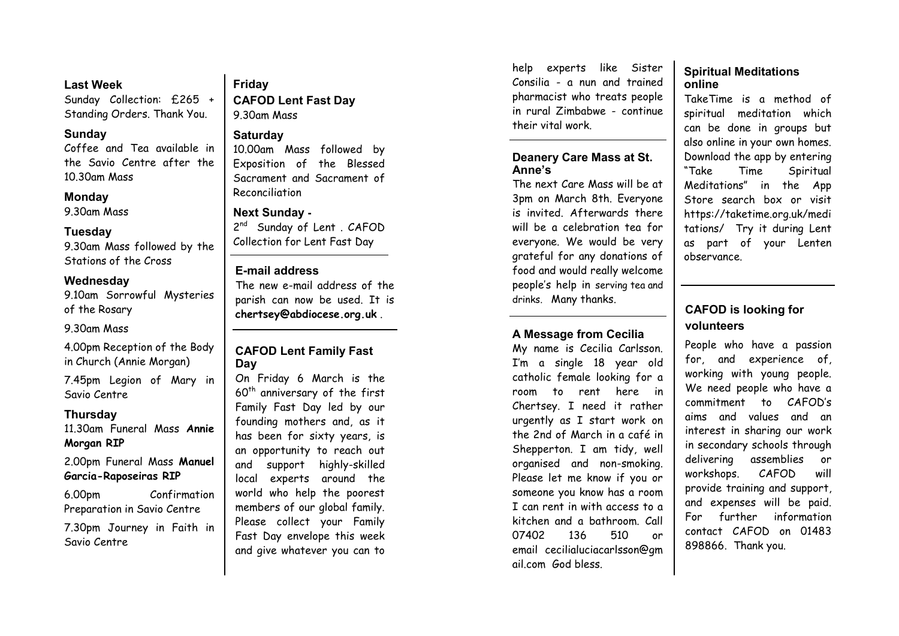## Last Week

Sunday Collection: £265 + Standing Orders. Thank You.

## Sunday

Coffee and Tea available in the Savio Centre after the 10.30am Mass

## Monday

9.30am Mass

## Tuesday

9.30am Mass followed by the Stations of the Cross

## Wednesday

9.10am Sorrowful Mysteries of the Rosary

9.30am Mass

4.00pm Reception of the Body in Church (Annie Morgan)

7.45pm Legion of Mary in Savio Centre

## Thursday

11.30am Funeral Mass **Annie Morgan RIP**

2.00pm Funeral Mass **Manuel Garcia-Raposeiras RIP**

6.00pm Confirmation Preparation in Savio Centre

7.30pm Journey in Faith in Savio Centre

## Friday

**CAFOD Lent Fast Day**

9.30am Mass

## Saturday

10.00am Mass followed by Exposition of the Blessed Sacrament and Sacrament of Reconciliation

## Next Sunday -

2nd Sunday of Lent . CAFOD Collection for Lent Fast Day

## E-mail address

The new e-mail address of the parish can now be used. It is **chertsey@abdiocese.org.uk** .

## CAFOD Lent Family Fast Day

On Friday 6 March is the 60th anniversary of the first Family Fast Day led by our founding mothers and, as it has been for sixty years, is an opportunity to reach out and support highly-skilled local experts around the world who help the poorest members of our global family. Please collect your Family Fast Day envelope this week and give whatever you can to help experts like Sister Consilia - a nun and trained pharmacist who treats people in rural Zimbabwe - continue their vital work.

## Deanery Care Mass at St. Anne's

The next Care Mass will be at 3pm on March 8th. Everyone is invited. Afterwards there will be a celebration tea for everyone. We would be very grateful for any donations of food and would really welcome people's help in serving tea and drinks. Many thanks.

## A Message from Cecilia

My name is Cecilia Carlsson. I'm a single 18 year old catholic female looking for a room to rent here in Chertsey. I need it rather urgently as I start work on the 2nd of March in a café in Shepperton. I am tidy, well organised and non-smoking. Please let me know if you or someone you know has a room I can rent in with access to a kitchen and a bathroom. Call 07402 136 510 or email cecilialuciacarlsson@gmail.com God bless.

## Spiritual Meditations online

TakeTime is a method of spiritual meditation which can be done in groups but also online in your own homes. Download the app by entering "Take Time Spiritual Meditations" in the App Store search box or visit https://taketime.org.uk/meditations/ Try it during Lent as part of your Lenten observance.

## CAFOD is looking for volunteers

People who have a passion for, and experience of, working with young people. We need people who have a commitment to CAFOD's aims and values and an interest in sharing our work in secondary schools through delivering assemblies or workshops. CAFOD will provide training and support, and expenses will be paid. For further information contact CAFOD on 01483 898866. Thank you.